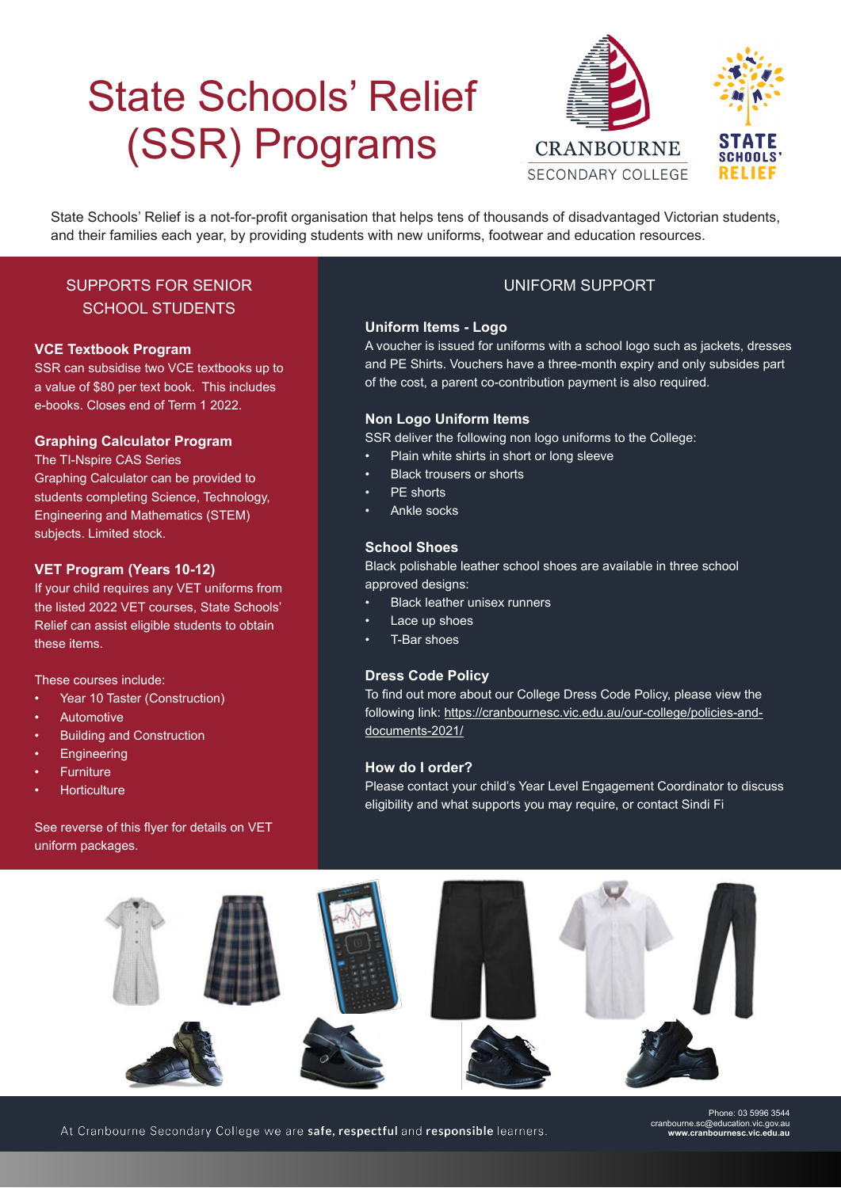# State Schools' Relief (SSR) Programs

CRANBOURNE SECONDARY COLLEGE

STATE SCHOOLS' RELIEF

State Schools' Relief is a not-for-profit organisation that helps tens of thousands of disadvantaged Victorian students, and their families each year, by providing students with new uniforms, footwear and education resources.

## SUPPORTS FOR SENIOR SCHOOL STUDENTS

### VCE Textbook Program

SSR can subsidise two VCE textbooks up to a value of $80 per text book. This includes e-books. Closes end of Term 1 2022.

### Graphing Calculator Program

The TI-Nspire CAS Series Graphing Calculator can be provided to students completing Science, Technology, Engineering and Mathematics (STEM) subjects. Limited stock.

### VET Program (Years 10-12)

If your child requires any VET uniforms from the listed 2022 VET courses, State Schools' Relief can assist eligible students to obtain these items.

These courses include:

- Year 10 Taster (Construction)
- Automotive
- Building and Construction
- Engineering
- Furniture
- Horticulture

See reverse of this flyer for details on VET uniform packages.

## UNIFORM SUPPORT

### Uniform Items - Logo

A voucher is issued for uniforms with a school logo such as jackets, dresses and PE Shirts. Vouchers have a three-month expiry and only subsides part of the cost, a parent co-contribution payment is also required.

### Non Logo Uniform Items

SSR deliver the following non logo uniforms to the College:

- Plain white shirts in short or long sleeve
- Black trousers or shorts
- PE shorts
- Ankle socks

### School Shoes

Black polishable leather school shoes are available in three school approved designs:

- Black leather unisex runners
- Lace up shoes
- T-Bar shoes

### Dress Code Policy

To find out more about our College Dress Code Policy, please view the following link: https://cranbournesc.vic.edu.au/our-college/policies-and-documents-2021/

### How do I order?

Please contact your child's Year Level Engagement Coordinator to discuss eligibility and what supports you may require, or contact Sindi Fi

At Cranbourne Secondary College we are **safe, respectful** and **responsible** learners.

Phone: 03 5996 3544
cranbourne.sc@education.vic.gov.au
**www.cranbournesc.vic.edu.au**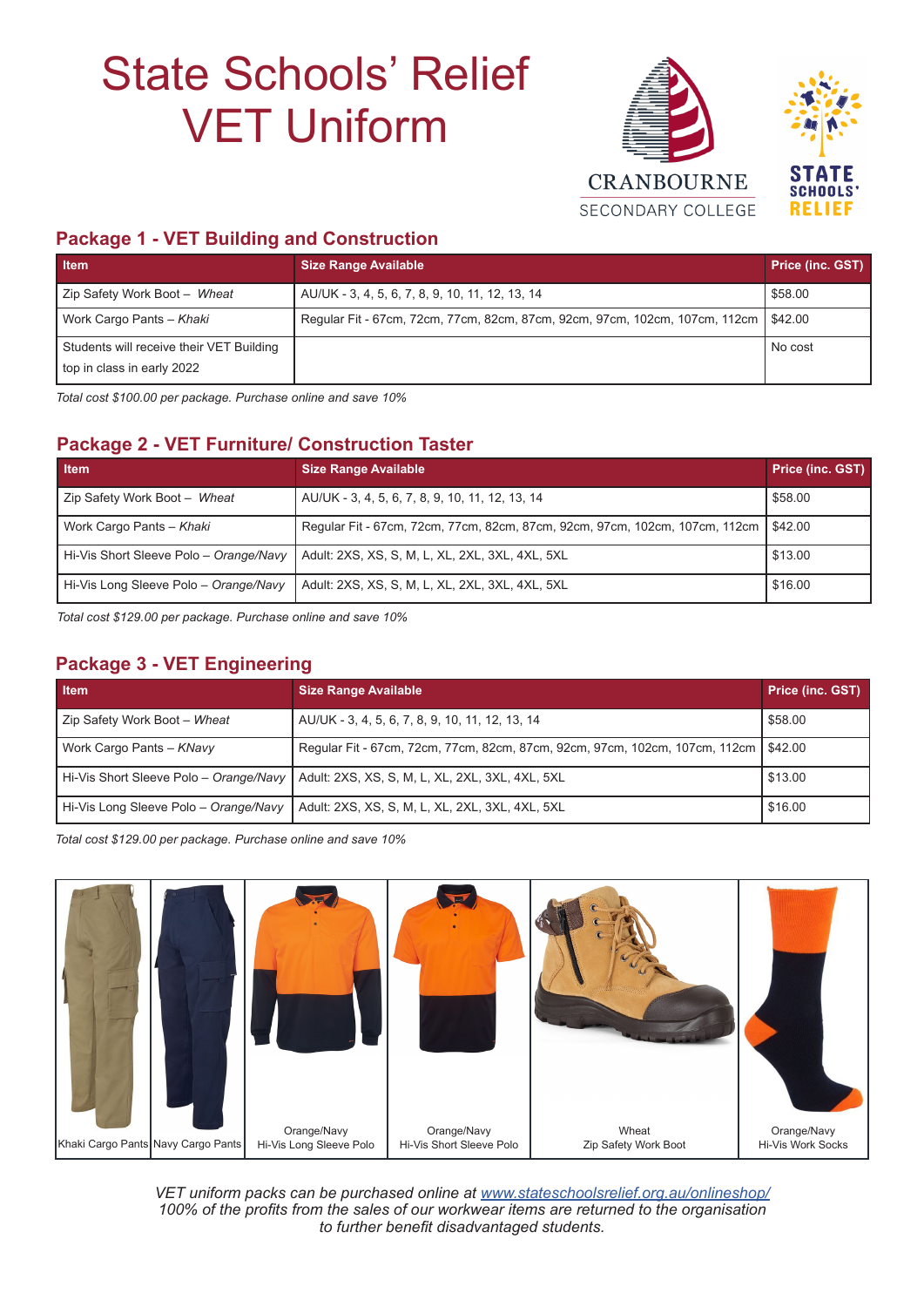# State Schools' Relief VET Uniform

CRANBOURNE SECONDARY COLLEGE

STATE SCHOOLS' RELIEF

## Package 1 - VET Building and Construction

| Item | Size Range Available | Price (inc. GST) |
|---|---|---|
| Zip Safety Work Boot – *Wheat* | AU/UK - 3, 4, 5, 6, 7, 8, 9, 10, 11, 12, 13, 14 | $58.00 |
| Work Cargo Pants – *Khaki* | Regular Fit - 67cm, 72cm, 77cm, 82cm, 87cm, 92cm, 97cm, 102cm, 107cm, 112cm | $42.00 |
| Students will receive their VET Building top in class in early 2022 | | No cost |

*Total cost $100.00 per package. Purchase online and save 10%*

## Package 2 - VET Furniture/ Construction Taster

| Item | Size Range Available | Price (inc. GST) |
|---|---|---|
| Zip Safety Work Boot – *Wheat* | AU/UK - 3, 4, 5, 6, 7, 8, 9, 10, 11, 12, 13, 14 | $58.00 |
| Work Cargo Pants – *Khaki* | Regular Fit - 67cm, 72cm, 77cm, 82cm, 87cm, 92cm, 97cm, 102cm, 107cm, 112cm | $42.00 |
| Hi-Vis Short Sleeve Polo – *Orange/Navy* | Adult: 2XS, XS, S, M, L, XL, 2XL, 3XL, 4XL, 5XL | $13.00 |
| Hi-Vis Long Sleeve Polo – *Orange/Navy* | Adult: 2XS, XS, S, M, L, XL, 2XL, 3XL, 4XL, 5XL | $16.00 |

*Total cost $129.00 per package. Purchase online and save 10%*

## Package 3 - VET Engineering

| Item | Size Range Available | Price (inc. GST) |
|---|---|---|
| Zip Safety Work Boot – *Wheat* | AU/UK - 3, 4, 5, 6, 7, 8, 9, 10, 11, 12, 13, 14 | $58.00 |
| Work Cargo Pants – *KNavy* | Regular Fit - 67cm, 72cm, 77cm, 82cm, 87cm, 92cm, 97cm, 102cm, 107cm, 112cm | $42.00 |
| Hi-Vis Short Sleeve Polo – *Orange/Navy* | Adult: 2XS, XS, S, M, L, XL, 2XL, 3XL, 4XL, 5XL | $13.00 |
| Hi-Vis Long Sleeve Polo – *Orange/Navy* | Adult: 2XS, XS, S, M, L, XL, 2XL, 3XL, 4XL, 5XL | $16.00 |

*Total cost $129.00 per package. Purchase online and save 10%*

Khaki Cargo Pants

Navy Cargo Pants

Orange/Navy
Hi-Vis Long Sleeve Polo

Orange/Navy
Hi-Vis Short Sleeve Polo

Wheat
Zip Safety Work Boot

Orange/Navy
Hi-Vis Work Socks

*VET uniform packs can be purchased online at [www.stateschoolsrelief.org.au/onlineshop/](http://www.stateschoolsrelief.org.au/onlineshop/)*
*100% of the profits from the sales of our workwear items are returned to the organisation to further benefit disadvantaged students.*